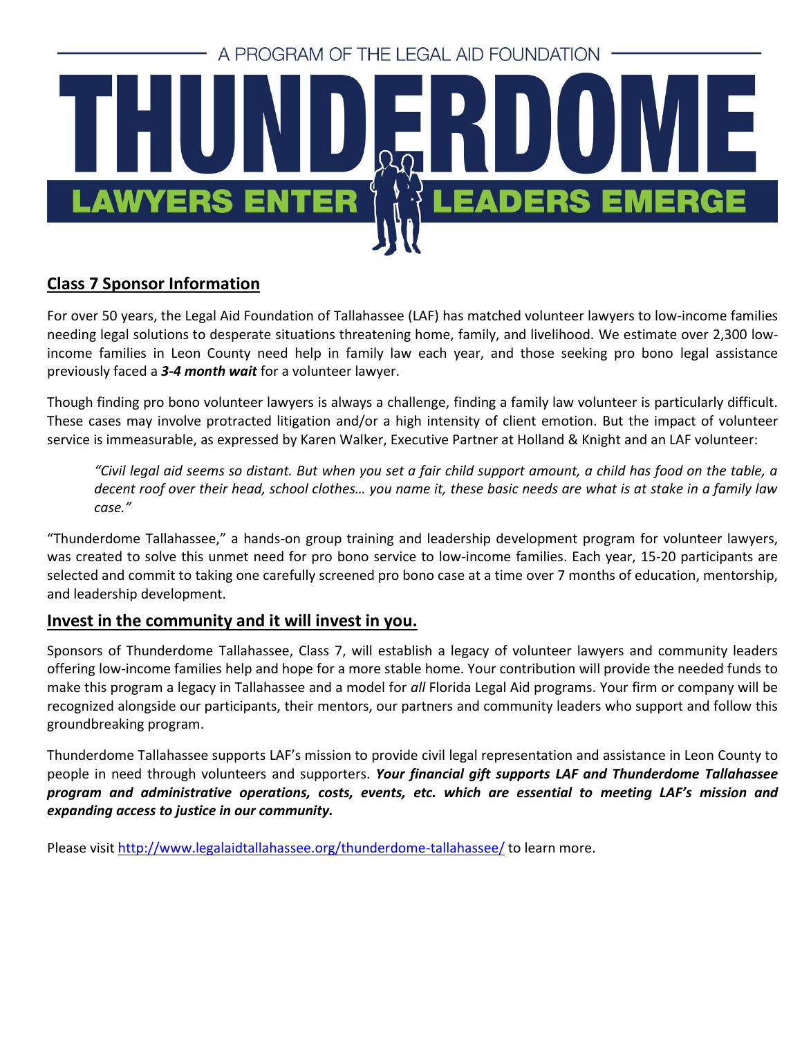A PROGRAM OF THE LEGAL AID FOUNDATION

# THUNDERDOME

LAWYERS ENTER LEADERS EMERGE

## Class 7 Sponsor Information

For over 50 years, the Legal Aid Foundation of Tallahassee (LAF) has matched volunteer lawyers to low-income families needing legal solutions to desperate situations threatening home, family, and livelihood. We estimate over 2,300 low-income families in Leon County need help in family law each year, and those seeking pro bono legal assistance previously faced a ***3-4 month wait*** for a volunteer lawyer.

Though finding pro bono volunteer lawyers is always a challenge, finding a family law volunteer is particularly difficult. These cases may involve protracted litigation and/or a high intensity of client emotion. But the impact of volunteer service is immeasurable, as expressed by Karen Walker, Executive Partner at Holland & Knight and an LAF volunteer:

> *"Civil legal aid seems so distant. But when you set a fair child support amount, a child has food on the table, a decent roof over their head, school clothes… you name it, these basic needs are what is at stake in a family law case."*

"Thunderdome Tallahassee," a hands-on group training and leadership development program for volunteer lawyers, was created to solve this unmet need for pro bono service to low-income families. Each year, 15-20 participants are selected and commit to taking one carefully screened pro bono case at a time over 7 months of education, mentorship, and leadership development.

## Invest in the community and it will invest in you.

Sponsors of Thunderdome Tallahassee, Class 7, will establish a legacy of volunteer lawyers and community leaders offering low-income families help and hope for a more stable home. Your contribution will provide the needed funds to make this program a legacy in Tallahassee and a model for *all* Florida Legal Aid programs. Your firm or company will be recognized alongside our participants, their mentors, our partners and community leaders who support and follow this groundbreaking program.

Thunderdome Tallahassee supports LAF's mission to provide civil legal representation and assistance in Leon County to people in need through volunteers and supporters. ***Your financial gift supports LAF and Thunderdome Tallahassee program and administrative operations, costs, events, etc. which are essential to meeting LAF's mission and expanding access to justice in our community.***

Please visit http://www.legalaidtallahassee.org/thunderdome-tallahassee/ to learn more.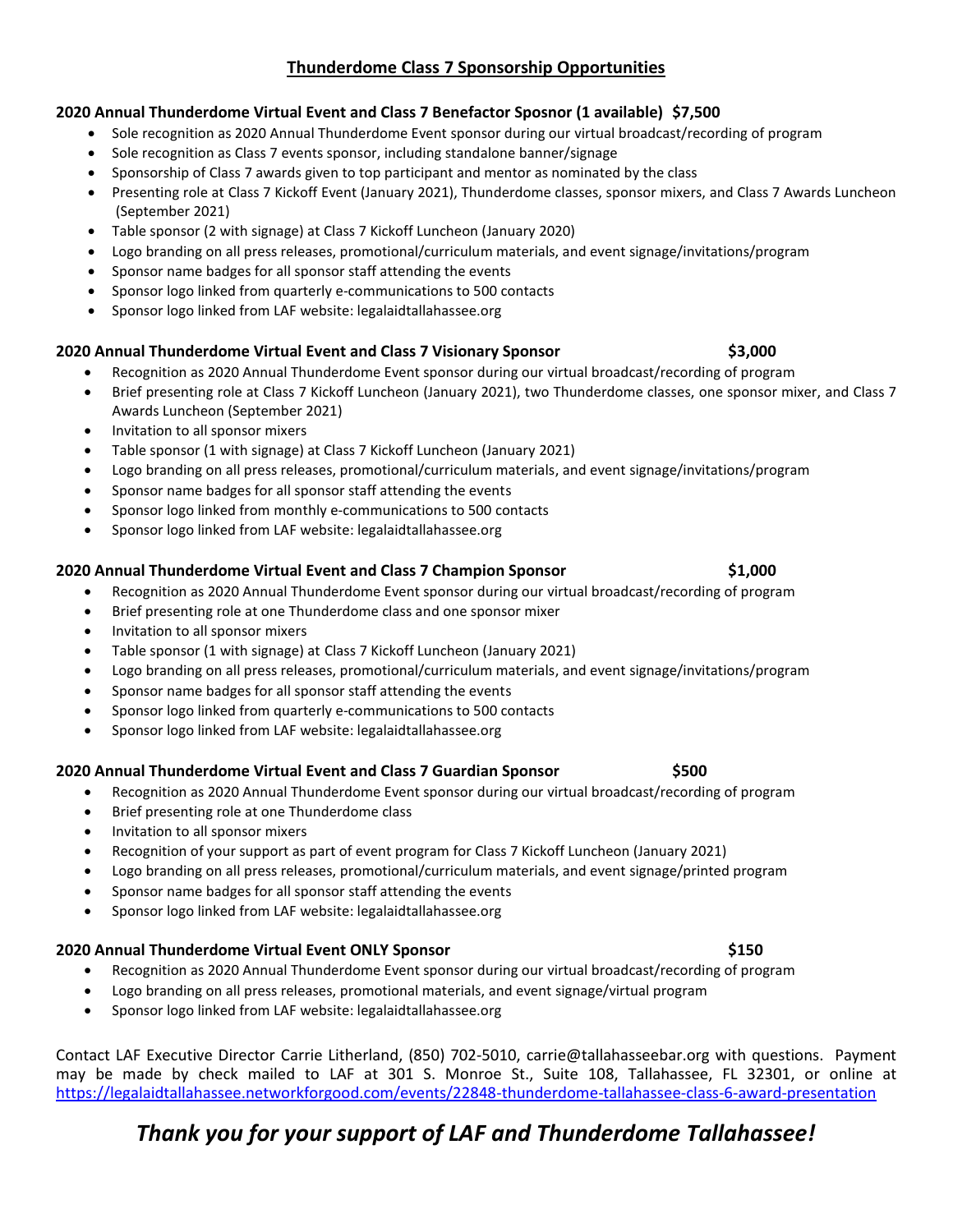## Thunderdome Class 7 Sponsorship Opportunities

**2020 Annual Thunderdome Virtual Event and Class 7 Benefactor Sposnor (1 available) $7,500**

- Sole recognition as 2020 Annual Thunderdome Event sponsor during our virtual broadcast/recording of program
- Sole recognition as Class 7 events sponsor, including standalone banner/signage
- Sponsorship of Class 7 awards given to top participant and mentor as nominated by the class
- Presenting role at Class 7 Kickoff Event (January 2021), Thunderdome classes, sponsor mixers, and Class 7 Awards Luncheon (September 2021)
- Table sponsor (2 with signage) at Class 7 Kickoff Luncheon (January 2020)
- Logo branding on all press releases, promotional/curriculum materials, and event signage/invitations/program
- Sponsor name badges for all sponsor staff attending the events
- Sponsor logo linked from quarterly e-communications to 500 contacts
- Sponsor logo linked from LAF website: legalaidtallahassee.org

**2020 Annual Thunderdome Virtual Event and Class 7 Visionary Sponsor $3,000**

- Recognition as 2020 Annual Thunderdome Event sponsor during our virtual broadcast/recording of program
- Brief presenting role at Class 7 Kickoff Luncheon (January 2021), two Thunderdome classes, one sponsor mixer, and Class 7 Awards Luncheon (September 2021)
- Invitation to all sponsor mixers
- Table sponsor (1 with signage) at Class 7 Kickoff Luncheon (January 2021)
- Logo branding on all press releases, promotional/curriculum materials, and event signage/invitations/program
- Sponsor name badges for all sponsor staff attending the events
- Sponsor logo linked from monthly e-communications to 500 contacts
- Sponsor logo linked from LAF website: legalaidtallahassee.org

**2020 Annual Thunderdome Virtual Event and Class 7 Champion Sponsor $1,000**

- Recognition as 2020 Annual Thunderdome Event sponsor during our virtual broadcast/recording of program
- Brief presenting role at one Thunderdome class and one sponsor mixer
- Invitation to all sponsor mixers
- Table sponsor (1 with signage) at Class 7 Kickoff Luncheon (January 2021)
- Logo branding on all press releases, promotional/curriculum materials, and event signage/invitations/program
- Sponsor name badges for all sponsor staff attending the events
- Sponsor logo linked from quarterly e-communications to 500 contacts
- Sponsor logo linked from LAF website: legalaidtallahassee.org

**2020 Annual Thunderdome Virtual Event and Class 7 Guardian Sponsor $500**

- Recognition as 2020 Annual Thunderdome Event sponsor during our virtual broadcast/recording of program
- Brief presenting role at one Thunderdome class
- Invitation to all sponsor mixers
- Recognition of your support as part of event program for Class 7 Kickoff Luncheon (January 2021)
- Logo branding on all press releases, promotional/curriculum materials, and event signage/printed program
- Sponsor name badges for all sponsor staff attending the events
- Sponsor logo linked from LAF website: legalaidtallahassee.org

**2020 Annual Thunderdome Virtual Event ONLY Sponsor $150**

- Recognition as 2020 Annual Thunderdome Event sponsor during our virtual broadcast/recording of program
- Logo branding on all press releases, promotional materials, and event signage/virtual program
- Sponsor logo linked from LAF website: legalaidtallahassee.org

Contact LAF Executive Director Carrie Litherland, (850) 702-5010, carrie@tallahasseebar.org with questions. Payment may be made by check mailed to LAF at 301 S. Monroe St., Suite 108, Tallahassee, FL 32301, or online at https://legalaidtallahassee.networkforgood.com/events/22848-thunderdome-tallahassee-class-6-award-presentation

***Thank you for your support of LAF and Thunderdome Tallahassee!***